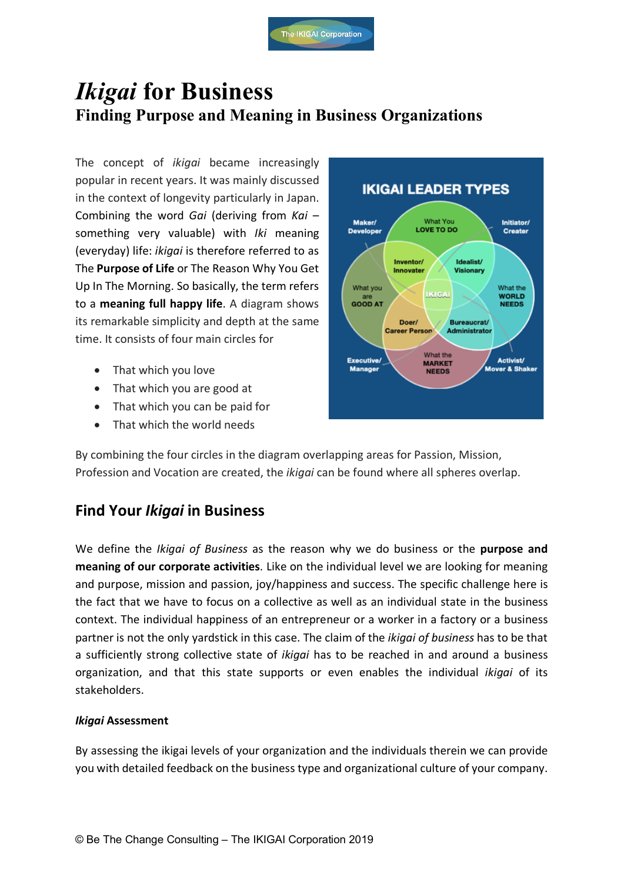# *Ikigai* for Business

## Finding Purpose and Meaning in Business Organizations

The concept of *ikigai* became increasingly popular in recent years. It was mainly discussed in the context of longevity particularly in Japan. Combining the word *Gai* (deriving from *Kai* – something very valuable) with *Iki* meaning (everyday) life: *ikigai* is therefore referred to as The **Purpose of Life** or The Reason Why You Get Up In The Morning. So basically, the term refers to a **meaning full happy life**. A diagram shows its remarkable simplicity and depth at the same time. It consists of four main circles for

- That which you love
- That which you are good at
- That which you can be paid for
- That which the world needs

By combining the four circles in the diagram overlapping areas for Passion, Mission, Profession and Vocation are created, the *ikigai* can be found where all spheres overlap.

## Find Your *Ikigai* in Business

We define the *Ikigai of Business* as the reason why we do business or the **purpose and meaning of our corporate activities**. Like on the individual level we are looking for meaning and purpose, mission and passion, joy/happiness and success. The specific challenge here is the fact that we have to focus on a collective as well as an individual state in the business context. The individual happiness of an entrepreneur or a worker in a factory or a business partner is not the only yardstick in this case. The claim of the *ikigai of business* has to be that a sufficiently strong collective state of *ikigai* has to be reached in and around a business organization, and that this state supports or even enables the individual *ikigai* of its stakeholders.

#### *Ikigai* Assessment

By assessing the ikigai levels of your organization and the individuals therein we can provide you with detailed feedback on the business type and organizational culture of your company.

© Be The Change Consulting – The IKIGAI Corporation 2019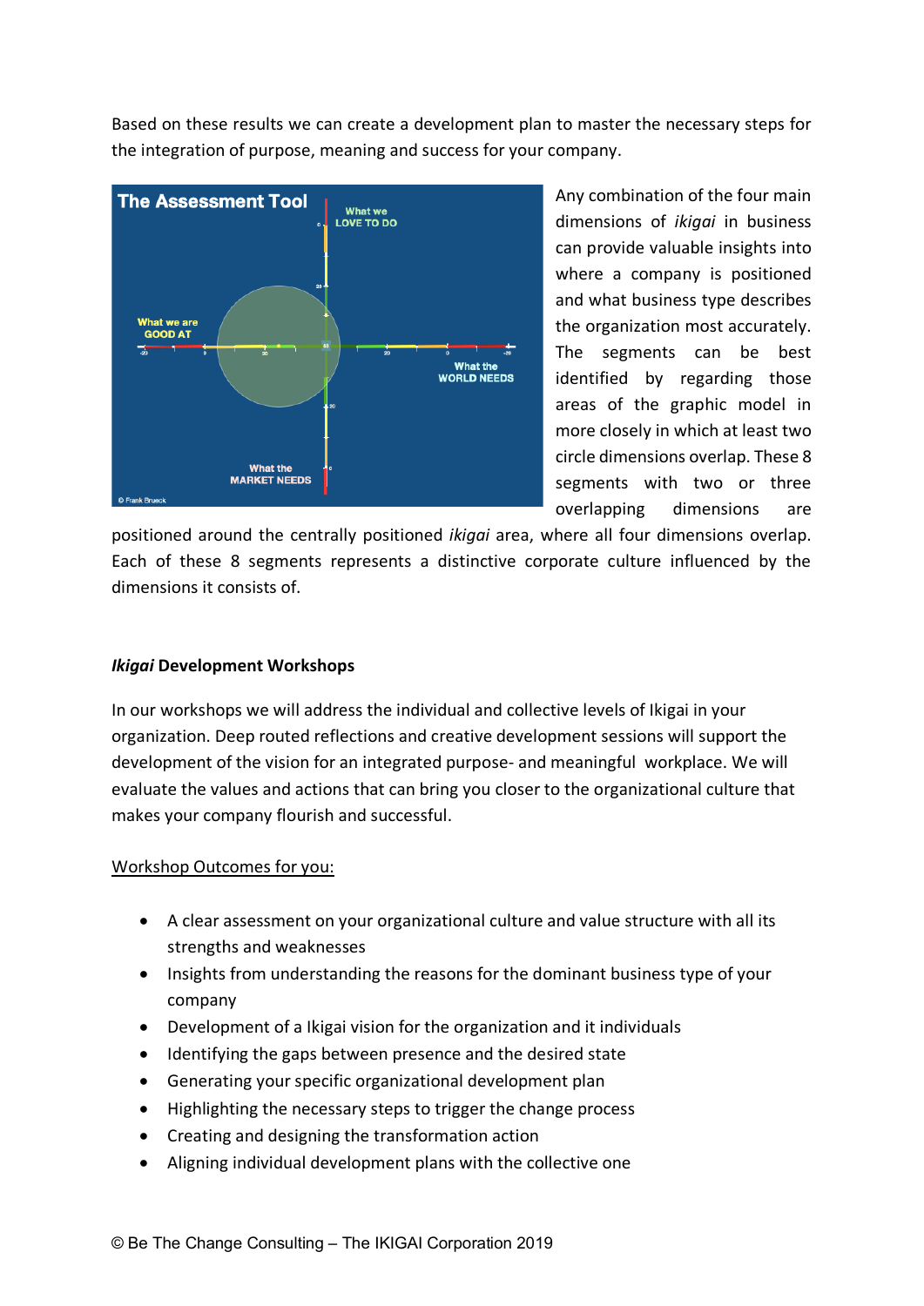Based on these results we can create a development plan to master the necessary steps for the integration of purpose, meaning and success for your company.

The Assessment Tool

What we LOVE TO DO

What we are GOOD AT

What the WORLD NEEDS

What the MARKET NEEDS

© Frank Brueck

Any combination of the four main dimensions of *ikigai* in business can provide valuable insights into where a company is positioned and what business type describes the organization most accurately. The segments can be best identified by regarding those areas of the graphic model in more closely in which at least two circle dimensions overlap. These 8 segments with two or three overlapping dimensions are positioned around the centrally positioned *ikigai* area, where all four dimensions overlap. Each of these 8 segments represents a distinctive corporate culture influenced by the dimensions it consists of.

### *Ikigai* Development Workshops

In our workshops we will address the individual and collective levels of Ikigai in your organization. Deep routed reflections and creative development sessions will support the development of the vision for an integrated purpose- and meaningful workplace. We will evaluate the values and actions that can bring you closer to the organizational culture that makes your company flourish and successful.

<u>Workshop Outcomes for you:</u>

- A clear assessment on your organizational culture and value structure with all its strengths and weaknesses
- Insights from understanding the reasons for the dominant business type of your company
- Development of a Ikigai vision for the organization and it individuals
- Identifying the gaps between presence and the desired state
- Generating your specific organizational development plan
- Highlighting the necessary steps to trigger the change process
- Creating and designing the transformation action
- Aligning individual development plans with the collective one

© Be The Change Consulting – The IKIGAI Corporation 2019